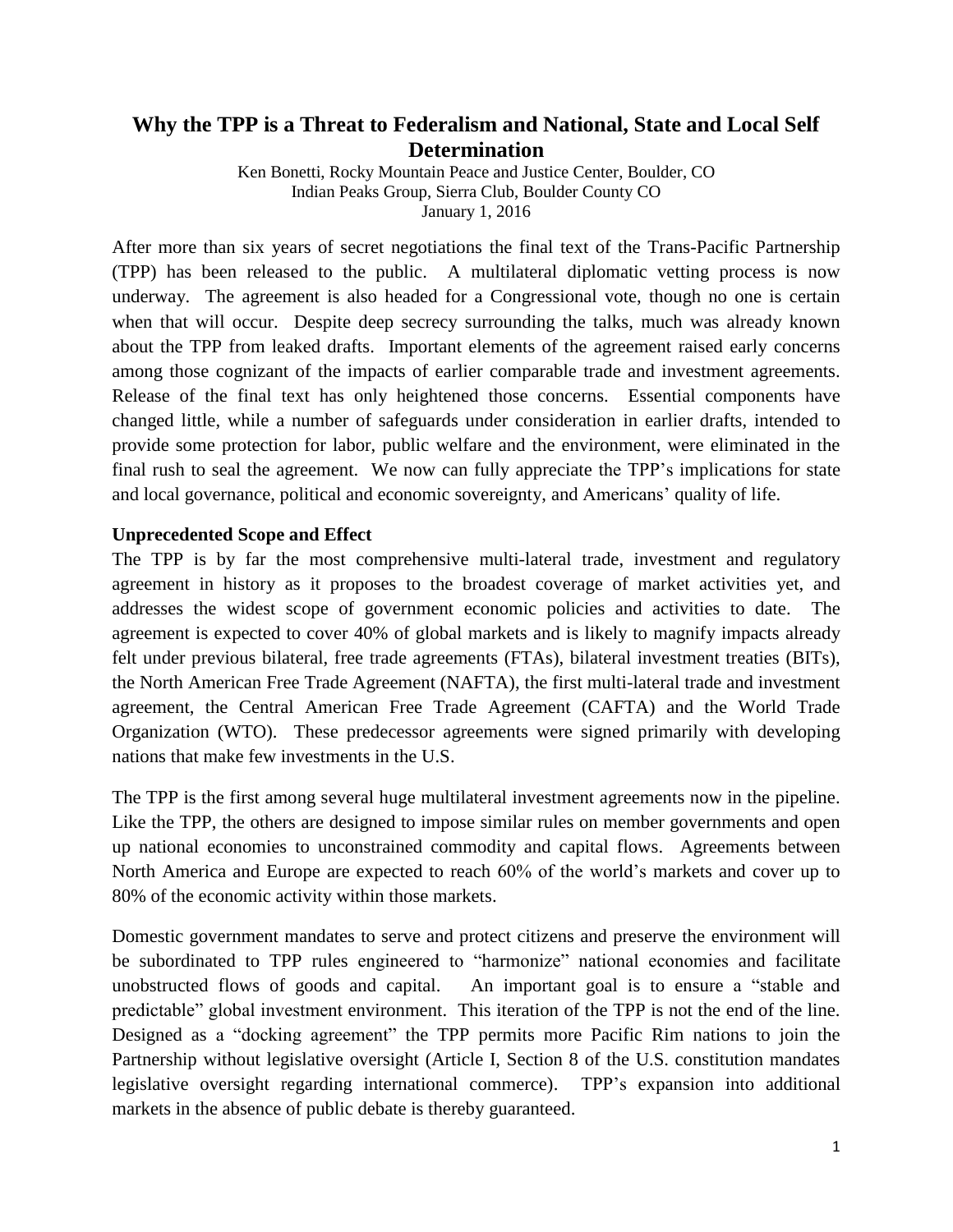# Why the TPP is a Threat to Federalism and National, State and Local Self Determination

Ken Bonetti, Rocky Mountain Peace and Justice Center, Boulder, CO
Indian Peaks Group, Sierra Club, Boulder County CO
January 1, 2016

After more than six years of secret negotiations the final text of the Trans-Pacific Partnership (TPP) has been released to the public. A multilateral diplomatic vetting process is now underway. The agreement is also headed for a Congressional vote, though no one is certain when that will occur. Despite deep secrecy surrounding the talks, much was already known about the TPP from leaked drafts. Important elements of the agreement raised early concerns among those cognizant of the impacts of earlier comparable trade and investment agreements. Release of the final text has only heightened those concerns. Essential components have changed little, while a number of safeguards under consideration in earlier drafts, intended to provide some protection for labor, public welfare and the environment, were eliminated in the final rush to seal the agreement. We now can fully appreciate the TPP's implications for state and local governance, political and economic sovereignty, and Americans' quality of life.

**Unprecedented Scope and Effect**

The TPP is by far the most comprehensive multi-lateral trade, investment and regulatory agreement in history as it proposes to the broadest coverage of market activities yet, and addresses the widest scope of government economic policies and activities to date. The agreement is expected to cover 40% of global markets and is likely to magnify impacts already felt under previous bilateral, free trade agreements (FTAs), bilateral investment treaties (BITs), the North American Free Trade Agreement (NAFTA), the first multi-lateral trade and investment agreement, the Central American Free Trade Agreement (CAFTA) and the World Trade Organization (WTO). These predecessor agreements were signed primarily with developing nations that make few investments in the U.S.

The TPP is the first among several huge multilateral investment agreements now in the pipeline. Like the TPP, the others are designed to impose similar rules on member governments and open up national economies to unconstrained commodity and capital flows. Agreements between North America and Europe are expected to reach 60% of the world's markets and cover up to 80% of the economic activity within those markets.

Domestic government mandates to serve and protect citizens and preserve the environment will be subordinated to TPP rules engineered to "harmonize" national economies and facilitate unobstructed flows of goods and capital. An important goal is to ensure a "stable and predictable" global investment environment. This iteration of the TPP is not the end of the line. Designed as a "docking agreement" the TPP permits more Pacific Rim nations to join the Partnership without legislative oversight (Article I, Section 8 of the U.S. constitution mandates legislative oversight regarding international commerce). TPP's expansion into additional markets in the absence of public debate is thereby guaranteed.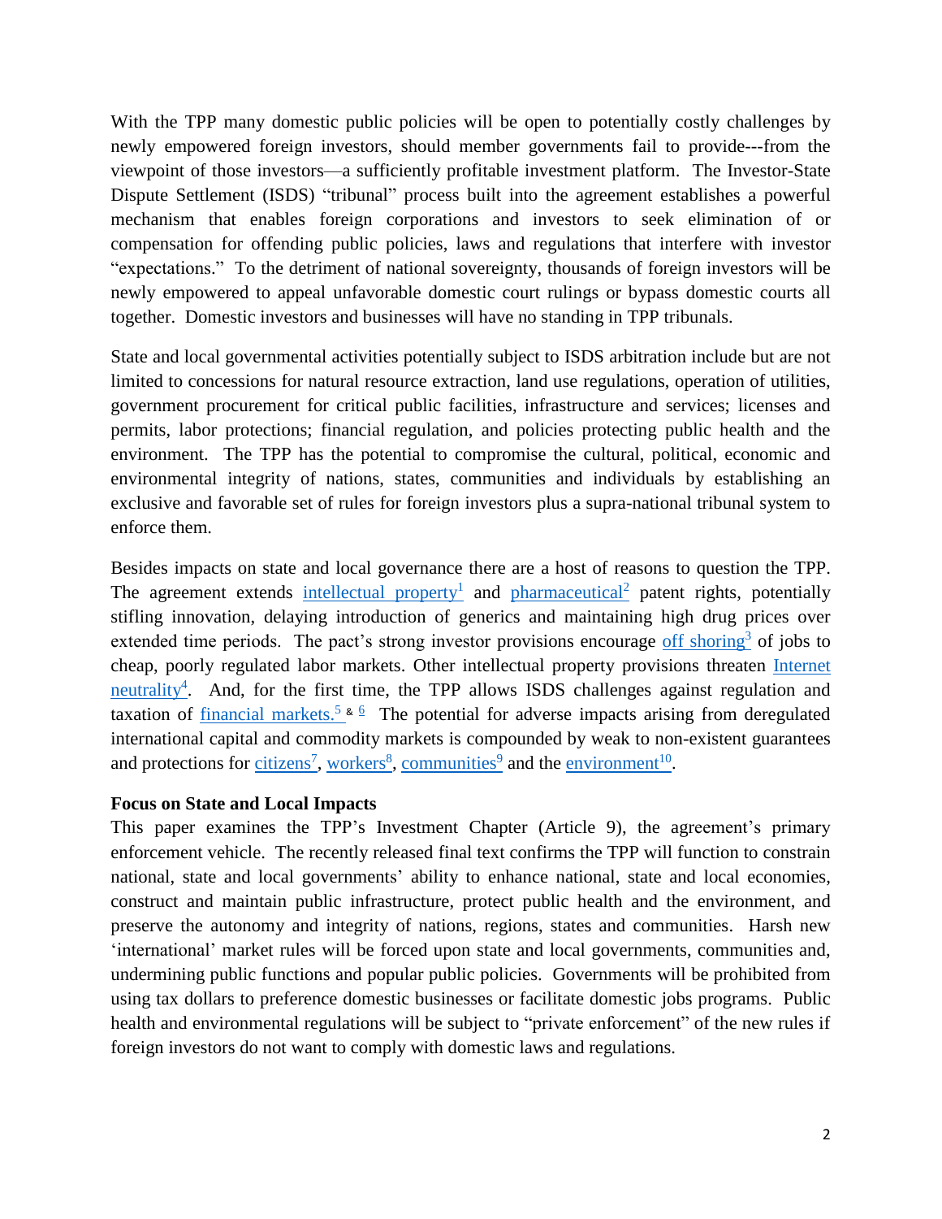With the TPP many domestic public policies will be open to potentially costly challenges by newly empowered foreign investors, should member governments fail to provide---from the viewpoint of those investors—a sufficiently profitable investment platform. The Investor-State Dispute Settlement (ISDS) "tribunal" process built into the agreement establishes a powerful mechanism that enables foreign corporations and investors to seek elimination of or compensation for offending public policies, laws and regulations that interfere with investor "expectations." To the detriment of national sovereignty, thousands of foreign investors will be newly empowered to appeal unfavorable domestic court rulings or bypass domestic courts all together. Domestic investors and businesses will have no standing in TPP tribunals.

State and local governmental activities potentially subject to ISDS arbitration include but are not limited to concessions for natural resource extraction, land use regulations, operation of utilities, government procurement for critical public facilities, infrastructure and services; licenses and permits, labor protections; financial regulation, and policies protecting public health and the environment. The TPP has the potential to compromise the cultural, political, economic and environmental integrity of nations, states, communities and individuals by establishing an exclusive and favorable set of rules for foreign investors plus a supra-national tribunal system to enforce them.

Besides impacts on state and local governance there are a host of reasons to question the TPP. The agreement extends intellectual property[1] and pharmaceutical[2] patent rights, potentially stifling innovation, delaying introduction of generics and maintaining high drug prices over extended time periods. The pact's strong investor provisions encourage off shoring[3] of jobs to cheap, poorly regulated labor markets. Other intellectual property provisions threaten Internet neutrality[4]. And, for the first time, the TPP allows ISDS challenges against regulation and taxation of financial markets.[5] & [6] The potential for adverse impacts arising from deregulated international capital and commodity markets is compounded by weak to non-existent guarantees and protections for citizens[7], workers[8], communities[9] and the environment[10].

**Focus on State and Local Impacts**

This paper examines the TPP's Investment Chapter (Article 9), the agreement's primary enforcement vehicle. The recently released final text confirms the TPP will function to constrain national, state and local governments' ability to enhance national, state and local economies, construct and maintain public infrastructure, protect public health and the environment, and preserve the autonomy and integrity of nations, regions, states and communities. Harsh new 'international' market rules will be forced upon state and local governments, communities and, undermining public functions and popular public policies. Governments will be prohibited from using tax dollars to preference domestic businesses or facilitate domestic jobs programs. Public health and environmental regulations will be subject to "private enforcement" of the new rules if foreign investors do not want to comply with domestic laws and regulations.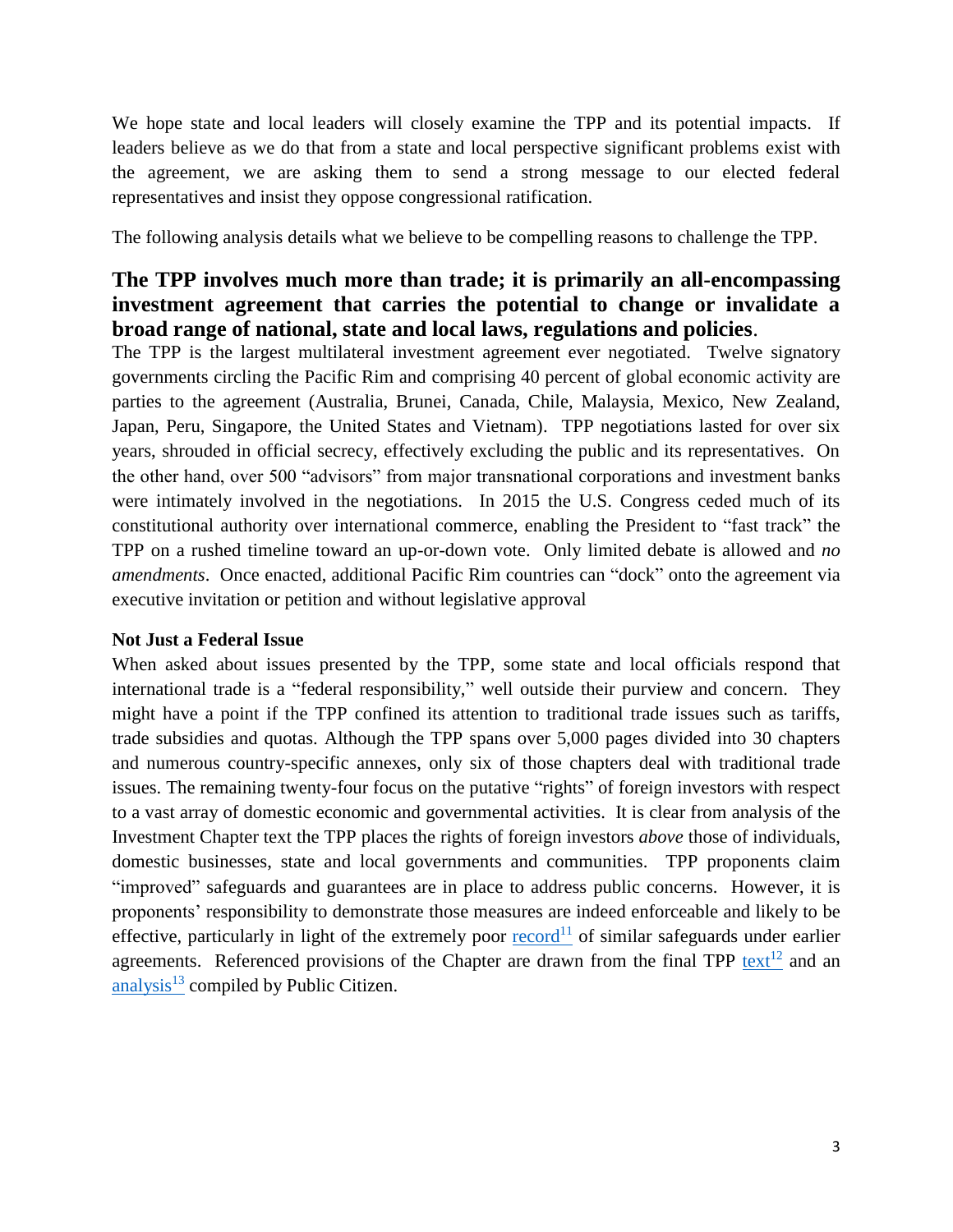We hope state and local leaders will closely examine the TPP and its potential impacts. If leaders believe as we do that from a state and local perspective significant problems exist with the agreement, we are asking them to send a strong message to our elected federal representatives and insist they oppose congressional ratification.

The following analysis details what we believe to be compelling reasons to challenge the TPP.

## The TPP involves much more than trade; it is primarily an all-encompassing investment agreement that carries the potential to change or invalidate a broad range of national, state and local laws, regulations and policies.

The TPP is the largest multilateral investment agreement ever negotiated. Twelve signatory governments circling the Pacific Rim and comprising 40 percent of global economic activity are parties to the agreement (Australia, Brunei, Canada, Chile, Malaysia, Mexico, New Zealand, Japan, Peru, Singapore, the United States and Vietnam). TPP negotiations lasted for over six years, shrouded in official secrecy, effectively excluding the public and its representatives. On the other hand, over 500 "advisors" from major transnational corporations and investment banks were intimately involved in the negotiations. In 2015 the U.S. Congress ceded much of its constitutional authority over international commerce, enabling the President to "fast track" the TPP on a rushed timeline toward an up-or-down vote. Only limited debate is allowed and *no amendments*. Once enacted, additional Pacific Rim countries can "dock" onto the agreement via executive invitation or petition and without legislative approval

**Not Just a Federal Issue**

When asked about issues presented by the TPP, some state and local officials respond that international trade is a "federal responsibility," well outside their purview and concern. They might have a point if the TPP confined its attention to traditional trade issues such as tariffs, trade subsidies and quotas. Although the TPP spans over 5,000 pages divided into 30 chapters and numerous country-specific annexes, only six of those chapters deal with traditional trade issues. The remaining twenty-four focus on the putative "rights" of foreign investors with respect to a vast array of domestic economic and governmental activities. It is clear from analysis of the Investment Chapter text the TPP places the rights of foreign investors *above* those of individuals, domestic businesses, state and local governments and communities. TPP proponents claim "improved" safeguards and guarantees are in place to address public concerns. However, it is proponents' responsibility to demonstrate those measures are indeed enforceable and likely to be effective, particularly in light of the extremely poor record[11] of similar safeguards under earlier agreements. Referenced provisions of the Chapter are drawn from the final TPP text[12] and an analysis[13] compiled by Public Citizen.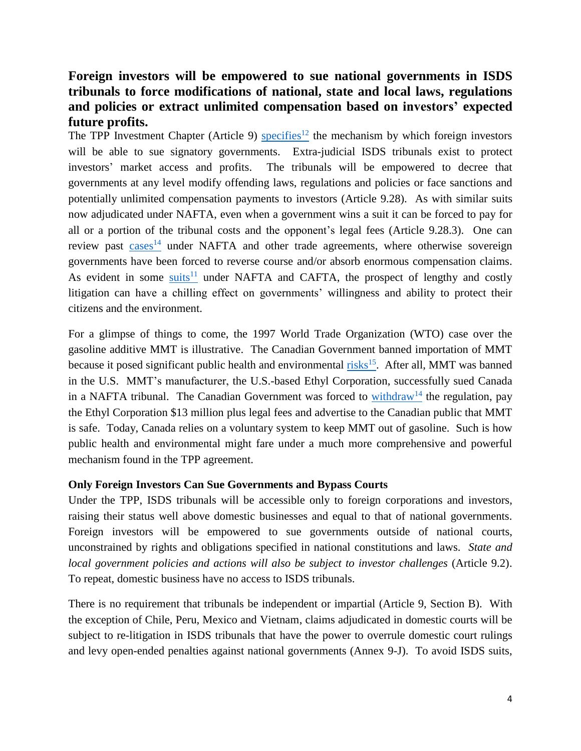## Foreign investors will be empowered to sue national governments in ISDS tribunals to force modifications of national, state and local laws, regulations and policies or extract unlimited compensation based on investors' expected future profits.

The TPP Investment Chapter (Article 9) specifies[12] the mechanism by which foreign investors will be able to sue signatory governments. Extra-judicial ISDS tribunals exist to protect investors' market access and profits. The tribunals will be empowered to decree that governments at any level modify offending laws, regulations and policies or face sanctions and potentially unlimited compensation payments to investors (Article 9.28). As with similar suits now adjudicated under NAFTA, even when a government wins a suit it can be forced to pay for all or a portion of the tribunal costs and the opponent's legal fees (Article 9.28.3). One can review past cases[14] under NAFTA and other trade agreements, where otherwise sovereign governments have been forced to reverse course and/or absorb enormous compensation claims. As evident in some suits[11] under NAFTA and CAFTA, the prospect of lengthy and costly litigation can have a chilling effect on governments' willingness and ability to protect their citizens and the environment.

For a glimpse of things to come, the 1997 World Trade Organization (WTO) case over the gasoline additive MMT is illustrative. The Canadian Government banned importation of MMT because it posed significant public health and environmental risks[15]. After all, MMT was banned in the U.S. MMT's manufacturer, the U.S.-based Ethyl Corporation, successfully sued Canada in a NAFTA tribunal. The Canadian Government was forced to withdraw[14] the regulation, pay the Ethyl Corporation $13 million plus legal fees and advertise to the Canadian public that MMT is safe. Today, Canada relies on a voluntary system to keep MMT out of gasoline. Such is how public health and environmental might fare under a much more comprehensive and powerful mechanism found in the TPP agreement.

### Only Foreign Investors Can Sue Governments and Bypass Courts

Under the TPP, ISDS tribunals will be accessible only to foreign corporations and investors, raising their status well above domestic businesses and equal to that of national governments. Foreign investors will be empowered to sue governments outside of national courts, unconstrained by rights and obligations specified in national constitutions and laws. *State and local government policies and actions will also be subject to investor challenges* (Article 9.2). To repeat, domestic business have no access to ISDS tribunals.

There is no requirement that tribunals be independent or impartial (Article 9, Section B). With the exception of Chile, Peru, Mexico and Vietnam, claims adjudicated in domestic courts will be subject to re-litigation in ISDS tribunals that have the power to overrule domestic court rulings and levy open-ended penalties against national governments (Annex 9-J). To avoid ISDS suits,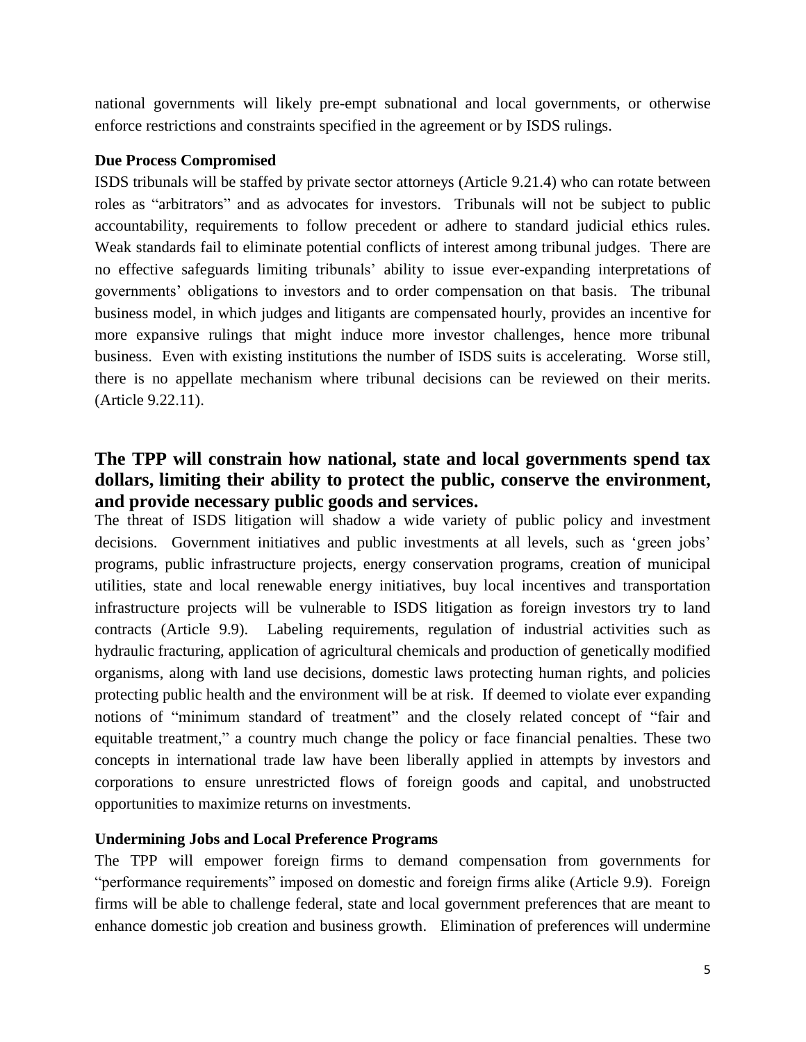national governments will likely pre-empt subnational and local governments, or otherwise enforce restrictions and constraints specified in the agreement or by ISDS rulings.

**Due Process Compromised**

ISDS tribunals will be staffed by private sector attorneys (Article 9.21.4) who can rotate between roles as "arbitrators" and as advocates for investors. Tribunals will not be subject to public accountability, requirements to follow precedent or adhere to standard judicial ethics rules. Weak standards fail to eliminate potential conflicts of interest among tribunal judges. There are no effective safeguards limiting tribunals' ability to issue ever-expanding interpretations of governments' obligations to investors and to order compensation on that basis. The tribunal business model, in which judges and litigants are compensated hourly, provides an incentive for more expansive rulings that might induce more investor challenges, hence more tribunal business. Even with existing institutions the number of ISDS suits is accelerating. Worse still, there is no appellate mechanism where tribunal decisions can be reviewed on their merits. (Article 9.22.11).

## The TPP will constrain how national, state and local governments spend tax dollars, limiting their ability to protect the public, conserve the environment, and provide necessary public goods and services.

The threat of ISDS litigation will shadow a wide variety of public policy and investment decisions. Government initiatives and public investments at all levels, such as 'green jobs' programs, public infrastructure projects, energy conservation programs, creation of municipal utilities, state and local renewable energy initiatives, buy local incentives and transportation infrastructure projects will be vulnerable to ISDS litigation as foreign investors try to land contracts (Article 9.9). Labeling requirements, regulation of industrial activities such as hydraulic fracturing, application of agricultural chemicals and production of genetically modified organisms, along with land use decisions, domestic laws protecting human rights, and policies protecting public health and the environment will be at risk. If deemed to violate ever expanding notions of "minimum standard of treatment" and the closely related concept of "fair and equitable treatment," a country much change the policy or face financial penalties. These two concepts in international trade law have been liberally applied in attempts by investors and corporations to ensure unrestricted flows of foreign goods and capital, and unobstructed opportunities to maximize returns on investments.

**Undermining Jobs and Local Preference Programs**

The TPP will empower foreign firms to demand compensation from governments for "performance requirements" imposed on domestic and foreign firms alike (Article 9.9). Foreign firms will be able to challenge federal, state and local government preferences that are meant to enhance domestic job creation and business growth. Elimination of preferences will undermine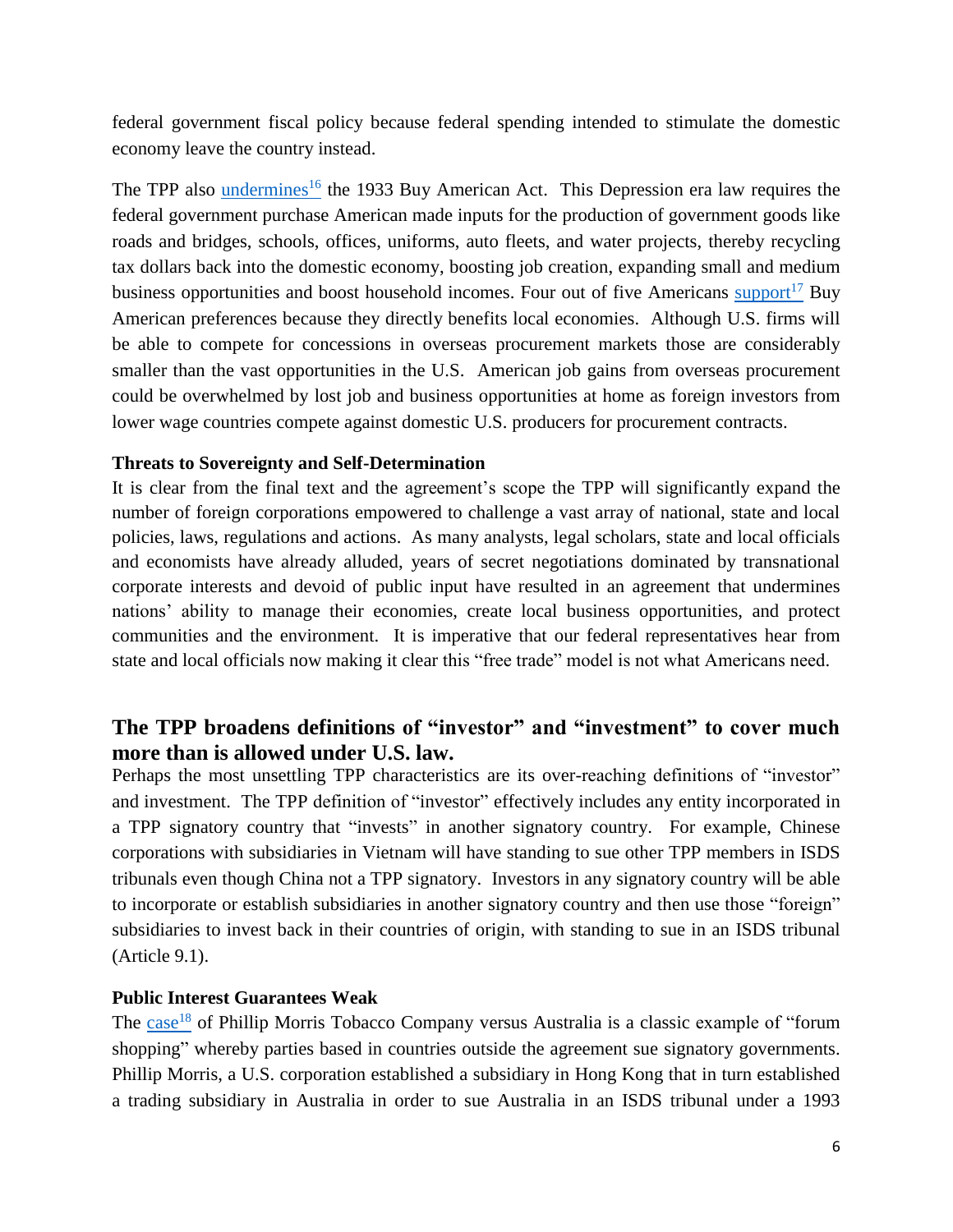federal government fiscal policy because federal spending intended to stimulate the domestic economy leave the country instead.

The TPP also undermines[16] the 1933 Buy American Act. This Depression era law requires the federal government purchase American made inputs for the production of government goods like roads and bridges, schools, offices, uniforms, auto fleets, and water projects, thereby recycling tax dollars back into the domestic economy, boosting job creation, expanding small and medium business opportunities and boost household incomes. Four out of five Americans support[17] Buy American preferences because they directly benefits local economies. Although U.S. firms will be able to compete for concessions in overseas procurement markets those are considerably smaller than the vast opportunities in the U.S. American job gains from overseas procurement could be overwhelmed by lost job and business opportunities at home as foreign investors from lower wage countries compete against domestic U.S. producers for procurement contracts.

**Threats to Sovereignty and Self-Determination**

It is clear from the final text and the agreement's scope the TPP will significantly expand the number of foreign corporations empowered to challenge a vast array of national, state and local policies, laws, regulations and actions. As many analysts, legal scholars, state and local officials and economists have already alluded, years of secret negotiations dominated by transnational corporate interests and devoid of public input have resulted in an agreement that undermines nations' ability to manage their economies, create local business opportunities, and protect communities and the environment. It is imperative that our federal representatives hear from state and local officials now making it clear this "free trade" model is not what Americans need.

## The TPP broadens definitions of "investor" and "investment" to cover much more than is allowed under U.S. law.

Perhaps the most unsettling TPP characteristics are its over-reaching definitions of "investor" and investment. The TPP definition of "investor" effectively includes any entity incorporated in a TPP signatory country that "invests" in another signatory country. For example, Chinese corporations with subsidiaries in Vietnam will have standing to sue other TPP members in ISDS tribunals even though China not a TPP signatory. Investors in any signatory country will be able to incorporate or establish subsidiaries in another signatory country and then use those "foreign" subsidiaries to invest back in their countries of origin, with standing to sue in an ISDS tribunal (Article 9.1).

**Public Interest Guarantees Weak**

The case[18] of Phillip Morris Tobacco Company versus Australia is a classic example of "forum shopping" whereby parties based in countries outside the agreement sue signatory governments. Phillip Morris, a U.S. corporation established a subsidiary in Hong Kong that in turn established a trading subsidiary in Australia in order to sue Australia in an ISDS tribunal under a 1993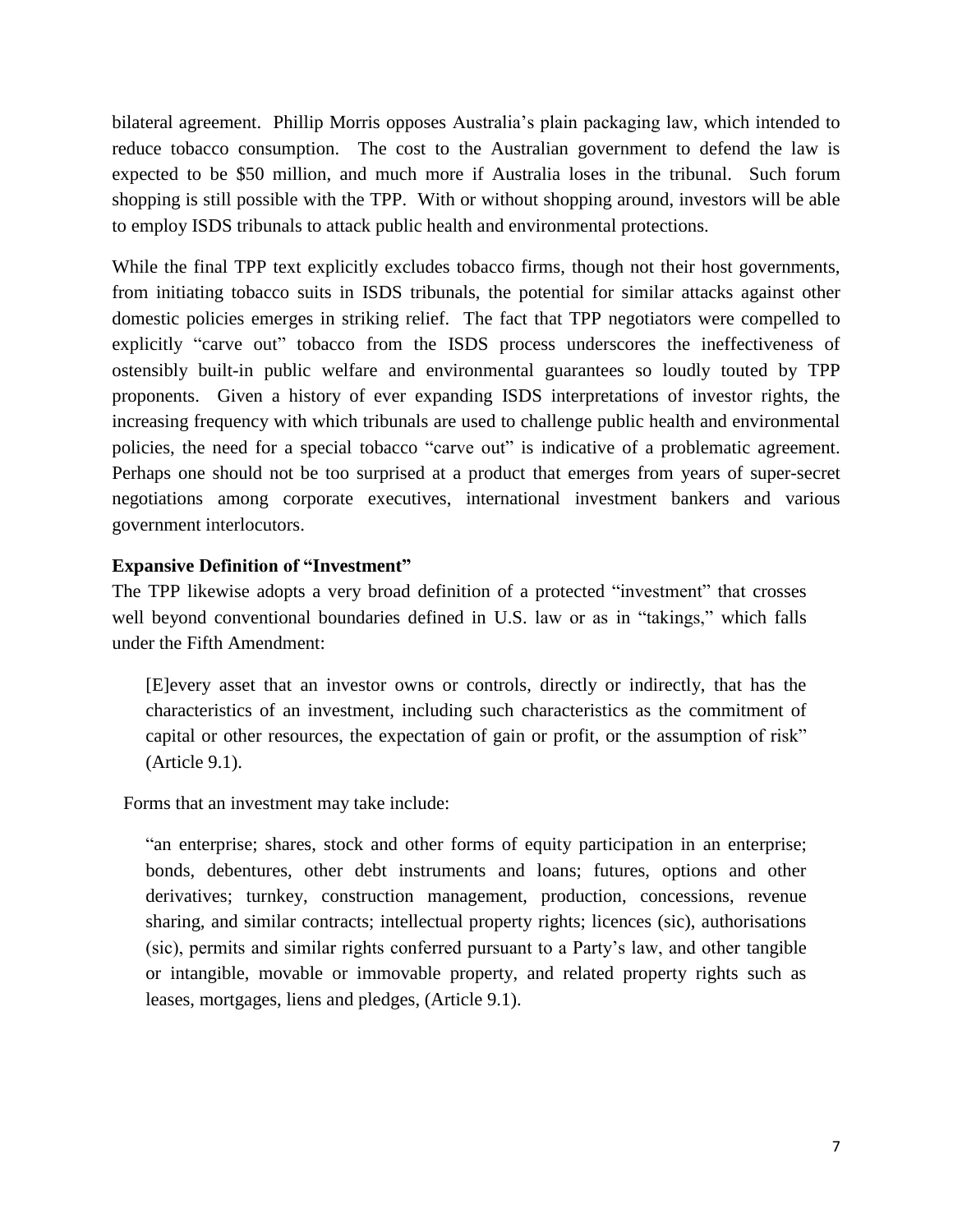bilateral agreement. Phillip Morris opposes Australia's plain packaging law, which intended to reduce tobacco consumption. The cost to the Australian government to defend the law is expected to be $50 million, and much more if Australia loses in the tribunal. Such forum shopping is still possible with the TPP. With or without shopping around, investors will be able to employ ISDS tribunals to attack public health and environmental protections.

While the final TPP text explicitly excludes tobacco firms, though not their host governments, from initiating tobacco suits in ISDS tribunals, the potential for similar attacks against other domestic policies emerges in striking relief. The fact that TPP negotiators were compelled to explicitly "carve out" tobacco from the ISDS process underscores the ineffectiveness of ostensibly built-in public welfare and environmental guarantees so loudly touted by TPP proponents. Given a history of ever expanding ISDS interpretations of investor rights, the increasing frequency with which tribunals are used to challenge public health and environmental policies, the need for a special tobacco "carve out" is indicative of a problematic agreement. Perhaps one should not be too surprised at a product that emerges from years of super-secret negotiations among corporate executives, international investment bankers and various government interlocutors.

**Expansive Definition of "Investment"**

The TPP likewise adopts a very broad definition of a protected "investment" that crosses well beyond conventional boundaries defined in U.S. law or as in "takings," which falls under the Fifth Amendment:

> [E]every asset that an investor owns or controls, directly or indirectly, that has the characteristics of an investment, including such characteristics as the commitment of capital or other resources, the expectation of gain or profit, or the assumption of risk" (Article 9.1).

Forms that an investment may take include:

> "an enterprise; shares, stock and other forms of equity participation in an enterprise; bonds, debentures, other debt instruments and loans; futures, options and other derivatives; turnkey, construction management, production, concessions, revenue sharing, and similar contracts; intellectual property rights; licences (sic), authorisations (sic), permits and similar rights conferred pursuant to a Party's law, and other tangible or intangible, movable or immovable property, and related property rights such as leases, mortgages, liens and pledges, (Article 9.1).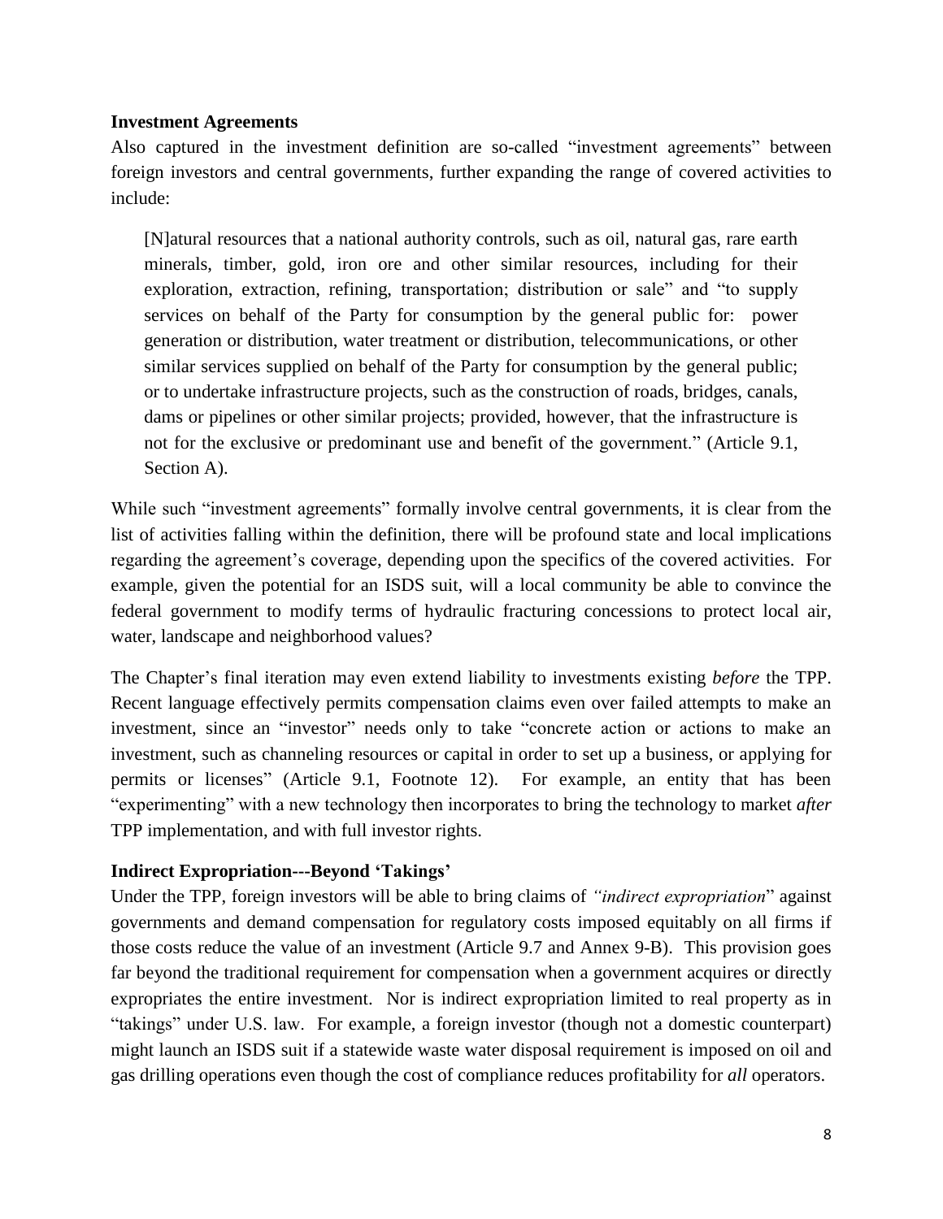**Investment Agreements**

Also captured in the investment definition are so-called "investment agreements" between foreign investors and central governments, further expanding the range of covered activities to include:

> [N]atural resources that a national authority controls, such as oil, natural gas, rare earth minerals, timber, gold, iron ore and other similar resources, including for their exploration, extraction, refining, transportation; distribution or sale" and "to supply services on behalf of the Party for consumption by the general public for: power generation or distribution, water treatment or distribution, telecommunications, or other similar services supplied on behalf of the Party for consumption by the general public; or to undertake infrastructure projects, such as the construction of roads, bridges, canals, dams or pipelines or other similar projects; provided, however, that the infrastructure is not for the exclusive or predominant use and benefit of the government." (Article 9.1, Section A).

While such "investment agreements" formally involve central governments, it is clear from the list of activities falling within the definition, there will be profound state and local implications regarding the agreement's coverage, depending upon the specifics of the covered activities. For example, given the potential for an ISDS suit, will a local community be able to convince the federal government to modify terms of hydraulic fracturing concessions to protect local air, water, landscape and neighborhood values?

The Chapter's final iteration may even extend liability to investments existing *before* the TPP. Recent language effectively permits compensation claims even over failed attempts to make an investment, since an "investor" needs only to take "concrete action or actions to make an investment, such as channeling resources or capital in order to set up a business, or applying for permits or licenses" (Article 9.1, Footnote 12). For example, an entity that has been "experimenting" with a new technology then incorporates to bring the technology to market *after* TPP implementation, and with full investor rights.

**Indirect Expropriation---Beyond 'Takings'**

Under the TPP, foreign investors will be able to bring claims of *"indirect expropriation*" against governments and demand compensation for regulatory costs imposed equitably on all firms if those costs reduce the value of an investment (Article 9.7 and Annex 9-B). This provision goes far beyond the traditional requirement for compensation when a government acquires or directly expropriates the entire investment. Nor is indirect expropriation limited to real property as in "takings" under U.S. law. For example, a foreign investor (though not a domestic counterpart) might launch an ISDS suit if a statewide waste water disposal requirement is imposed on oil and gas drilling operations even though the cost of compliance reduces profitability for *all* operators.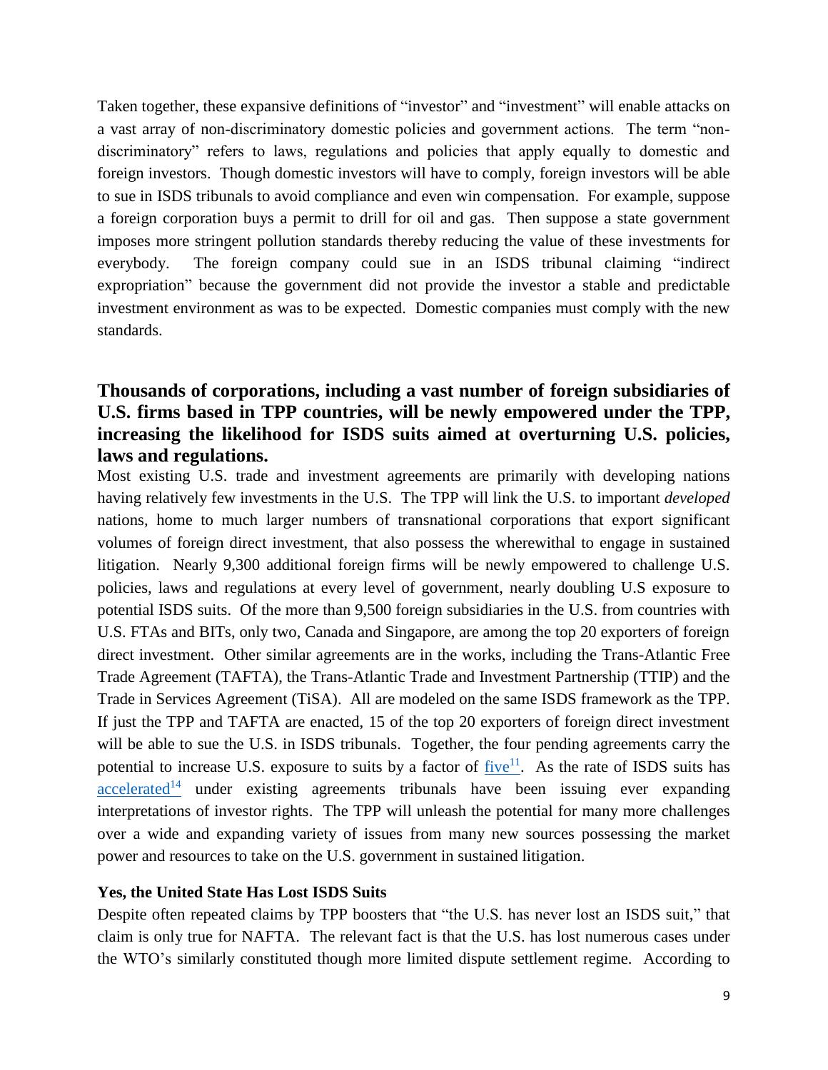Taken together, these expansive definitions of "investor" and "investment" will enable attacks on a vast array of non-discriminatory domestic policies and government actions. The term "non-discriminatory" refers to laws, regulations and policies that apply equally to domestic and foreign investors. Though domestic investors will have to comply, foreign investors will be able to sue in ISDS tribunals to avoid compliance and even win compensation. For example, suppose a foreign corporation buys a permit to drill for oil and gas. Then suppose a state government imposes more stringent pollution standards thereby reducing the value of these investments for everybody. The foreign company could sue in an ISDS tribunal claiming "indirect expropriation" because the government did not provide the investor a stable and predictable investment environment as was to be expected. Domestic companies must comply with the new standards.

## Thousands of corporations, including a vast number of foreign subsidiaries of U.S. firms based in TPP countries, will be newly empowered under the TPP, increasing the likelihood for ISDS suits aimed at overturning U.S. policies, laws and regulations.

Most existing U.S. trade and investment agreements are primarily with developing nations having relatively few investments in the U.S. The TPP will link the U.S. to important *developed* nations, home to much larger numbers of transnational corporations that export significant volumes of foreign direct investment, that also possess the wherewithal to engage in sustained litigation. Nearly 9,300 additional foreign firms will be newly empowered to challenge U.S. policies, laws and regulations at every level of government, nearly doubling U.S exposure to potential ISDS suits. Of the more than 9,500 foreign subsidiaries in the U.S. from countries with U.S. FTAs and BITs, only two, Canada and Singapore, are among the top 20 exporters of foreign direct investment. Other similar agreements are in the works, including the Trans-Atlantic Free Trade Agreement (TAFTA), the Trans-Atlantic Trade and Investment Partnership (TTIP) and the Trade in Services Agreement (TiSA). All are modeled on the same ISDS framework as the TPP. If just the TPP and TAFTA are enacted, 15 of the top 20 exporters of foreign direct investment will be able to sue the U.S. in ISDS tribunals. Together, the four pending agreements carry the potential to increase U.S. exposure to suits by a factor of five[11]. As the rate of ISDS suits has accelerated[14] under existing agreements tribunals have been issuing ever expanding interpretations of investor rights. The TPP will unleash the potential for many more challenges over a wide and expanding variety of issues from many new sources possessing the market power and resources to take on the U.S. government in sustained litigation.

### Yes, the United State Has Lost ISDS Suits

Despite often repeated claims by TPP boosters that "the U.S. has never lost an ISDS suit," that claim is only true for NAFTA. The relevant fact is that the U.S. has lost numerous cases under the WTO's similarly constituted though more limited dispute settlement regime. According to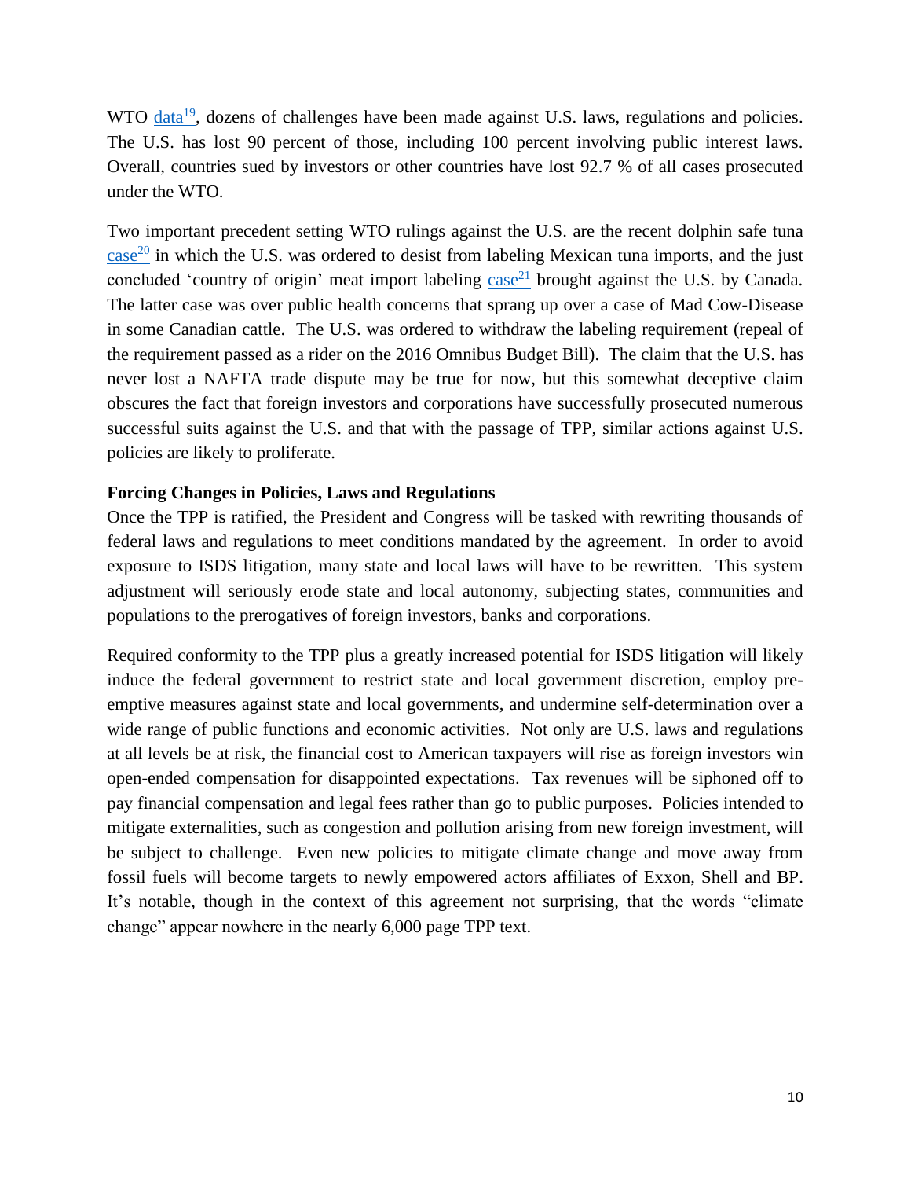WTO data[19], dozens of challenges have been made against U.S. laws, regulations and policies. The U.S. has lost 90 percent of those, including 100 percent involving public interest laws. Overall, countries sued by investors or other countries have lost 92.7 % of all cases prosecuted under the WTO.

Two important precedent setting WTO rulings against the U.S. are the recent dolphin safe tuna case[20] in which the U.S. was ordered to desist from labeling Mexican tuna imports, and the just concluded 'country of origin' meat import labeling case[21] brought against the U.S. by Canada. The latter case was over public health concerns that sprang up over a case of Mad Cow-Disease in some Canadian cattle. The U.S. was ordered to withdraw the labeling requirement (repeal of the requirement passed as a rider on the 2016 Omnibus Budget Bill). The claim that the U.S. has never lost a NAFTA trade dispute may be true for now, but this somewhat deceptive claim obscures the fact that foreign investors and corporations have successfully prosecuted numerous successful suits against the U.S. and that with the passage of TPP, similar actions against U.S. policies are likely to proliferate.

**Forcing Changes in Policies, Laws and Regulations**

Once the TPP is ratified, the President and Congress will be tasked with rewriting thousands of federal laws and regulations to meet conditions mandated by the agreement. In order to avoid exposure to ISDS litigation, many state and local laws will have to be rewritten. This system adjustment will seriously erode state and local autonomy, subjecting states, communities and populations to the prerogatives of foreign investors, banks and corporations.

Required conformity to the TPP plus a greatly increased potential for ISDS litigation will likely induce the federal government to restrict state and local government discretion, employ pre-emptive measures against state and local governments, and undermine self-determination over a wide range of public functions and economic activities. Not only are U.S. laws and regulations at all levels be at risk, the financial cost to American taxpayers will rise as foreign investors win open-ended compensation for disappointed expectations. Tax revenues will be siphoned off to pay financial compensation and legal fees rather than go to public purposes. Policies intended to mitigate externalities, such as congestion and pollution arising from new foreign investment, will be subject to challenge. Even new policies to mitigate climate change and move away from fossil fuels will become targets to newly empowered actors affiliates of Exxon, Shell and BP. It's notable, though in the context of this agreement not surprising, that the words "climate change" appear nowhere in the nearly 6,000 page TPP text.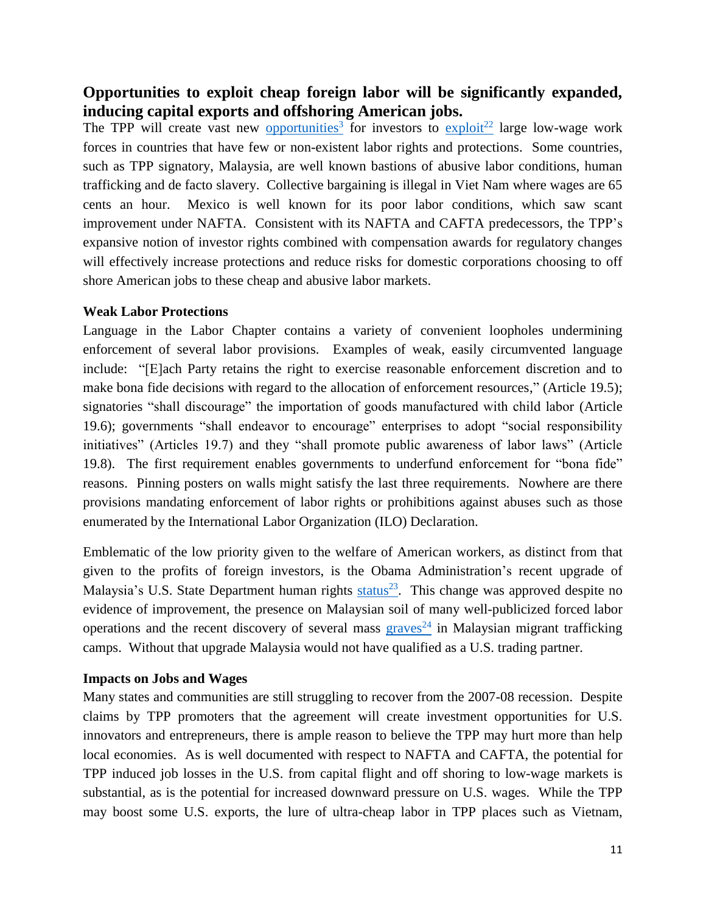## Opportunities to exploit cheap foreign labor will be significantly expanded, inducing capital exports and offshoring American jobs.

The TPP will create vast new opportunities[3] for investors to exploit[22] large low-wage work forces in countries that have few or non-existent labor rights and protections. Some countries, such as TPP signatory, Malaysia, are well known bastions of abusive labor conditions, human trafficking and de facto slavery. Collective bargaining is illegal in Viet Nam where wages are 65 cents an hour. Mexico is well known for its poor labor conditions, which saw scant improvement under NAFTA. Consistent with its NAFTA and CAFTA predecessors, the TPP's expansive notion of investor rights combined with compensation awards for regulatory changes will effectively increase protections and reduce risks for domestic corporations choosing to off shore American jobs to these cheap and abusive labor markets.

### Weak Labor Protections

Language in the Labor Chapter contains a variety of convenient loopholes undermining enforcement of several labor provisions. Examples of weak, easily circumvented language include: "[E]ach Party retains the right to exercise reasonable enforcement discretion and to make bona fide decisions with regard to the allocation of enforcement resources," (Article 19.5); signatories "shall discourage" the importation of goods manufactured with child labor (Article 19.6); governments "shall endeavor to encourage" enterprises to adopt "social responsibility initiatives" (Articles 19.7) and they "shall promote public awareness of labor laws" (Article 19.8). The first requirement enables governments to underfund enforcement for "bona fide" reasons. Pinning posters on walls might satisfy the last three requirements. Nowhere are there provisions mandating enforcement of labor rights or prohibitions against abuses such as those enumerated by the International Labor Organization (ILO) Declaration.

Emblematic of the low priority given to the welfare of American workers, as distinct from that given to the profits of foreign investors, is the Obama Administration's recent upgrade of Malaysia's U.S. State Department human rights status[23]. This change was approved despite no evidence of improvement, the presence on Malaysian soil of many well-publicized forced labor operations and the recent discovery of several mass graves[24] in Malaysian migrant trafficking camps. Without that upgrade Malaysia would not have qualified as a U.S. trading partner.

### Impacts on Jobs and Wages

Many states and communities are still struggling to recover from the 2007-08 recession. Despite claims by TPP promoters that the agreement will create investment opportunities for U.S. innovators and entrepreneurs, there is ample reason to believe the TPP may hurt more than help local economies. As is well documented with respect to NAFTA and CAFTA, the potential for TPP induced job losses in the U.S. from capital flight and off shoring to low-wage markets is substantial, as is the potential for increased downward pressure on U.S. wages. While the TPP may boost some U.S. exports, the lure of ultra-cheap labor in TPP places such as Vietnam,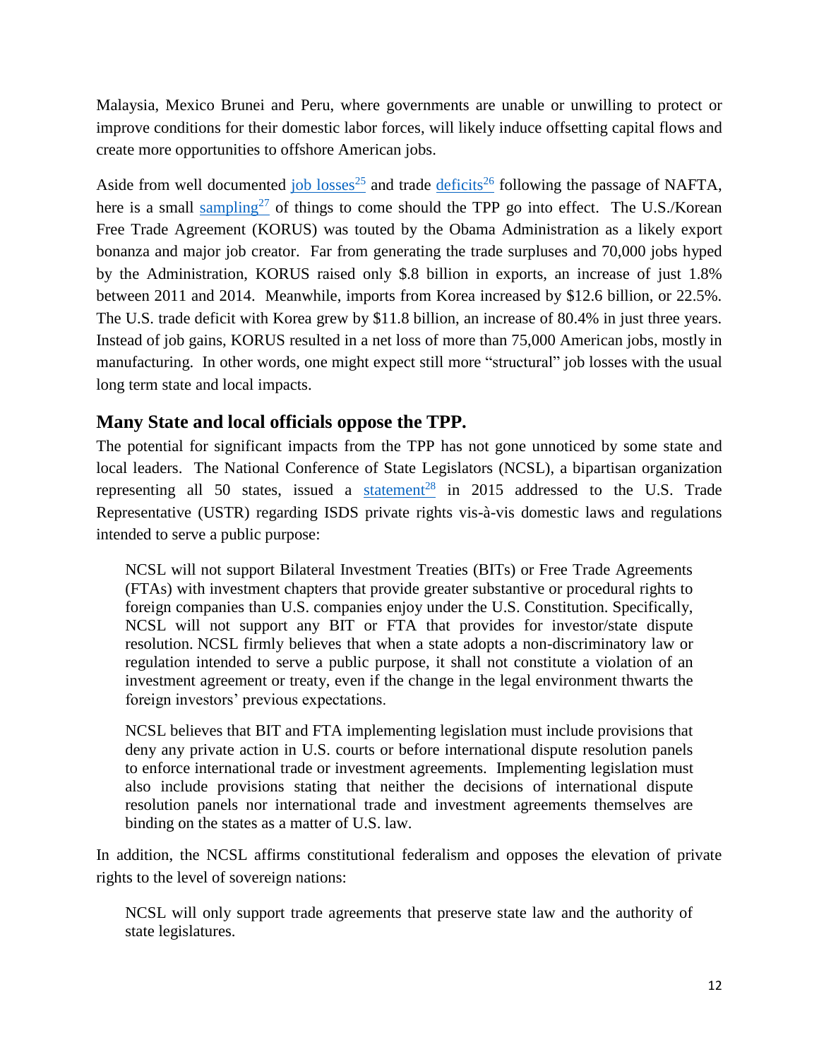Malaysia, Mexico Brunei and Peru, where governments are unable or unwilling to protect or improve conditions for their domestic labor forces, will likely induce offsetting capital flows and create more opportunities to offshore American jobs.

Aside from well documented job losses[25] and trade deficits[26] following the passage of NAFTA, here is a small sampling[27] of things to come should the TPP go into effect. The U.S./Korean Free Trade Agreement (KORUS) was touted by the Obama Administration as a likely export bonanza and major job creator. Far from generating the trade surpluses and 70,000 jobs hyped by the Administration, KORUS raised only $.8 billion in exports, an increase of just 1.8% between 2011 and 2014. Meanwhile, imports from Korea increased by $12.6 billion, or 22.5%. The U.S. trade deficit with Korea grew by $11.8 billion, an increase of 80.4% in just three years. Instead of job gains, KORUS resulted in a net loss of more than 75,000 American jobs, mostly in manufacturing. In other words, one might expect still more "structural" job losses with the usual long term state and local impacts.

## Many State and local officials oppose the TPP.

The potential for significant impacts from the TPP has not gone unnoticed by some state and local leaders. The National Conference of State Legislators (NCSL), a bipartisan organization representing all 50 states, issued a statement[28] in 2015 addressed to the U.S. Trade Representative (USTR) regarding ISDS private rights vis-à-vis domestic laws and regulations intended to serve a public purpose:

> NCSL will not support Bilateral Investment Treaties (BITs) or Free Trade Agreements (FTAs) with investment chapters that provide greater substantive or procedural rights to foreign companies than U.S. companies enjoy under the U.S. Constitution. Specifically, NCSL will not support any BIT or FTA that provides for investor/state dispute resolution. NCSL firmly believes that when a state adopts a non-discriminatory law or regulation intended to serve a public purpose, it shall not constitute a violation of an investment agreement or treaty, even if the change in the legal environment thwarts the foreign investors' previous expectations.
>
> NCSL believes that BIT and FTA implementing legislation must include provisions that deny any private action in U.S. courts or before international dispute resolution panels to enforce international trade or investment agreements. Implementing legislation must also include provisions stating that neither the decisions of international dispute resolution panels nor international trade and investment agreements themselves are binding on the states as a matter of U.S. law.

In addition, the NCSL affirms constitutional federalism and opposes the elevation of private rights to the level of sovereign nations:

> NCSL will only support trade agreements that preserve state law and the authority of state legislatures.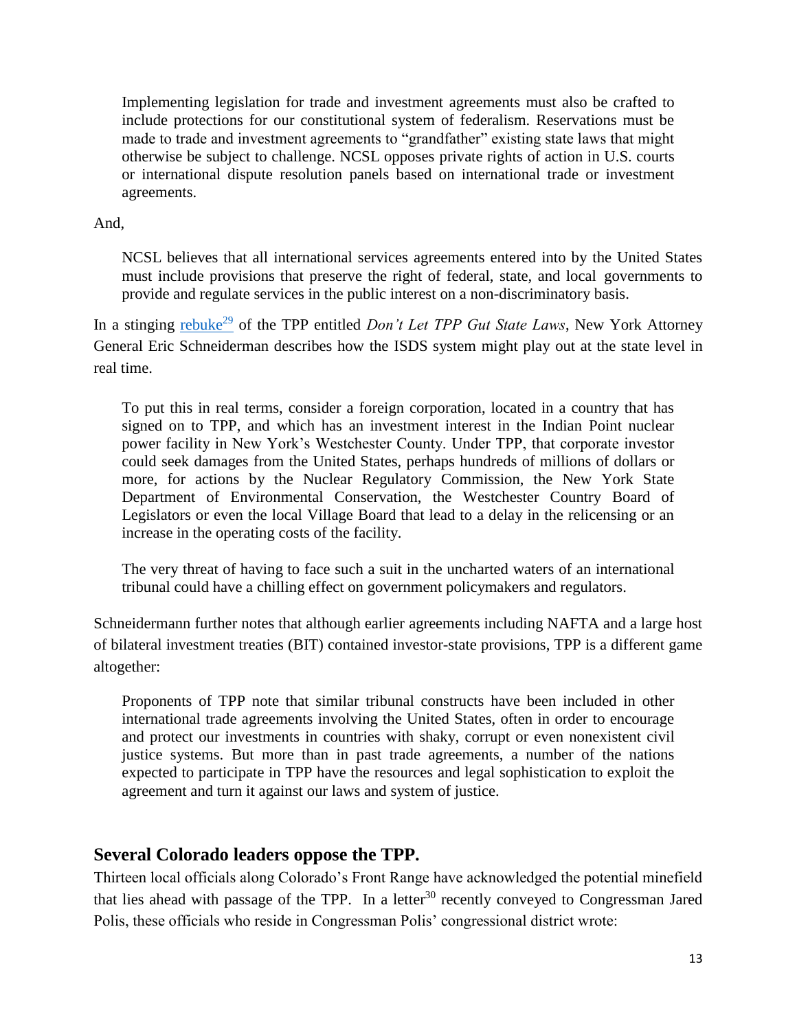> Implementing legislation for trade and investment agreements must also be crafted to include protections for our constitutional system of federalism. Reservations must be made to trade and investment agreements to "grandfather" existing state laws that might otherwise be subject to challenge. NCSL opposes private rights of action in U.S. courts or international dispute resolution panels based on international trade or investment agreements.

And,

> NCSL believes that all international services agreements entered into by the United States must include provisions that preserve the right of federal, state, and local governments to provide and regulate services in the public interest on a non-discriminatory basis.

In a stinging rebuke[29] of the TPP entitled *Don't Let TPP Gut State Laws*, New York Attorney General Eric Schneiderman describes how the ISDS system might play out at the state level in real time.

> To put this in real terms, consider a foreign corporation, located in a country that has signed on to TPP, and which has an investment interest in the Indian Point nuclear power facility in New York's Westchester County. Under TPP, that corporate investor could seek damages from the United States, perhaps hundreds of millions of dollars or more, for actions by the Nuclear Regulatory Commission, the New York State Department of Environmental Conservation, the Westchester Country Board of Legislators or even the local Village Board that lead to a delay in the relicensing or an increase in the operating costs of the facility.
>
> The very threat of having to face such a suit in the uncharted waters of an international tribunal could have a chilling effect on government policymakers and regulators.

Schneidermann further notes that although earlier agreements including NAFTA and a large host of bilateral investment treaties (BIT) contained investor-state provisions, TPP is a different game altogether:

> Proponents of TPP note that similar tribunal constructs have been included in other international trade agreements involving the United States, often in order to encourage and protect our investments in countries with shaky, corrupt or even nonexistent civil justice systems. But more than in past trade agreements, a number of the nations expected to participate in TPP have the resources and legal sophistication to exploit the agreement and turn it against our laws and system of justice.

## Several Colorado leaders oppose the TPP.

Thirteen local officials along Colorado's Front Range have acknowledged the potential minefield that lies ahead with passage of the TPP. In a letter[30] recently conveyed to Congressman Jared Polis, these officials who reside in Congressman Polis' congressional district wrote: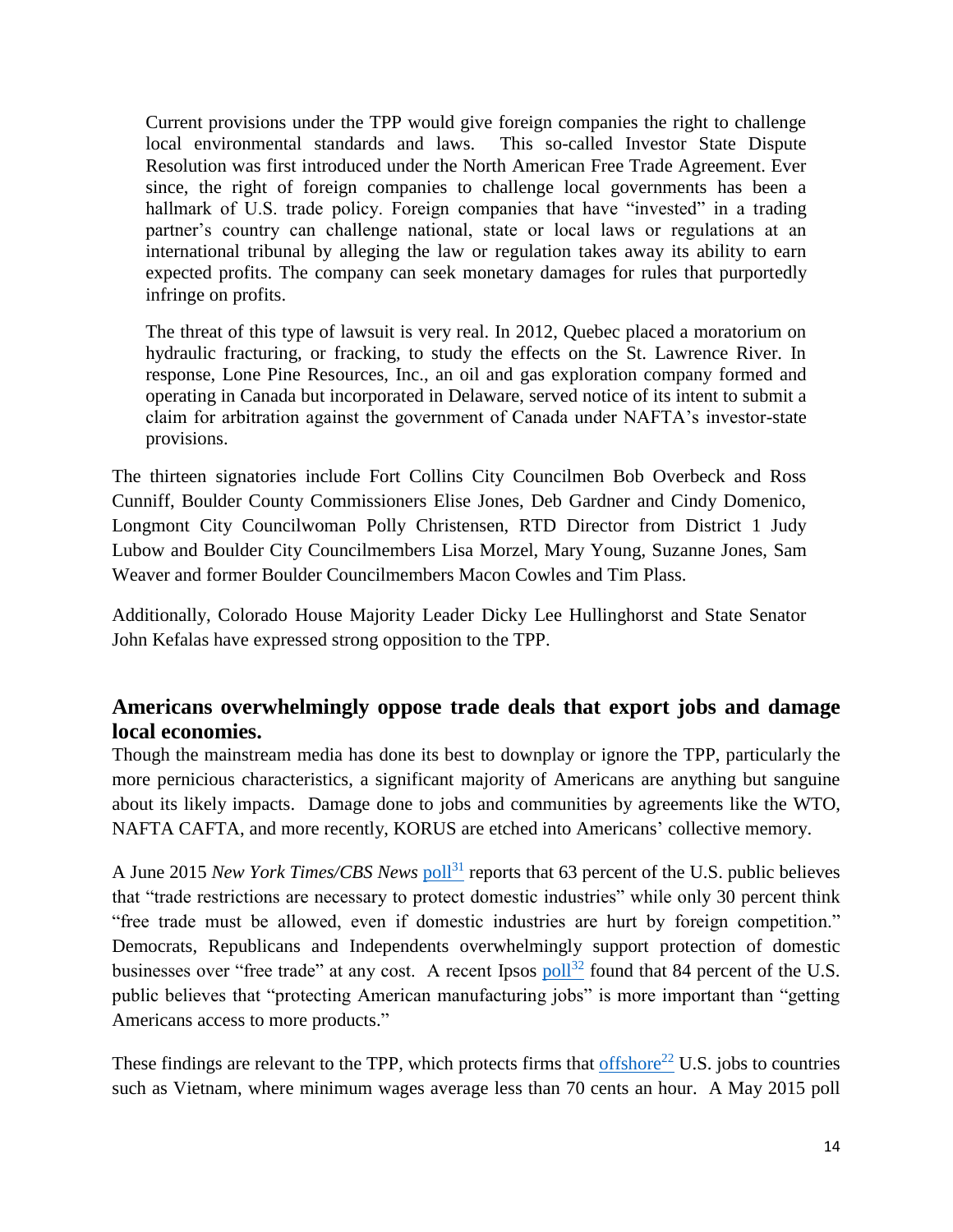> Current provisions under the TPP would give foreign companies the right to challenge local environmental standards and laws. This so-called Investor State Dispute Resolution was first introduced under the North American Free Trade Agreement. Ever since, the right of foreign companies to challenge local governments has been a hallmark of U.S. trade policy. Foreign companies that have "invested" in a trading partner's country can challenge national, state or local laws or regulations at an international tribunal by alleging the law or regulation takes away its ability to earn expected profits. The company can seek monetary damages for rules that purportedly infringe on profits.
>
> The threat of this type of lawsuit is very real. In 2012, Quebec placed a moratorium on hydraulic fracturing, or fracking, to study the effects on the St. Lawrence River. In response, Lone Pine Resources, Inc., an oil and gas exploration company formed and operating in Canada but incorporated in Delaware, served notice of its intent to submit a claim for arbitration against the government of Canada under NAFTA's investor-state provisions.

The thirteen signatories include Fort Collins City Councilmen Bob Overbeck and Ross Cunniff, Boulder County Commissioners Elise Jones, Deb Gardner and Cindy Domenico, Longmont City Councilwoman Polly Christensen, RTD Director from District 1 Judy Lubow and Boulder City Councilmembers Lisa Morzel, Mary Young, Suzanne Jones, Sam Weaver and former Boulder Councilmembers Macon Cowles and Tim Plass.

Additionally, Colorado House Majority Leader Dicky Lee Hullinghorst and State Senator John Kefalas have expressed strong opposition to the TPP.

## Americans overwhelmingly oppose trade deals that export jobs and damage local economies.

Though the mainstream media has done its best to downplay or ignore the TPP, particularly the more pernicious characteristics, a significant majority of Americans are anything but sanguine about its likely impacts. Damage done to jobs and communities by agreements like the WTO, NAFTA CAFTA, and more recently, KORUS are etched into Americans' collective memory.

A June 2015 *New York Times/CBS News* poll[31] reports that 63 percent of the U.S. public believes that "trade restrictions are necessary to protect domestic industries" while only 30 percent think "free trade must be allowed, even if domestic industries are hurt by foreign competition." Democrats, Republicans and Independents overwhelmingly support protection of domestic businesses over "free trade" at any cost. A recent Ipsos poll[32] found that 84 percent of the U.S. public believes that "protecting American manufacturing jobs" is more important than "getting Americans access to more products."

These findings are relevant to the TPP, which protects firms that offshore[22] U.S. jobs to countries such as Vietnam, where minimum wages average less than 70 cents an hour. A May 2015 poll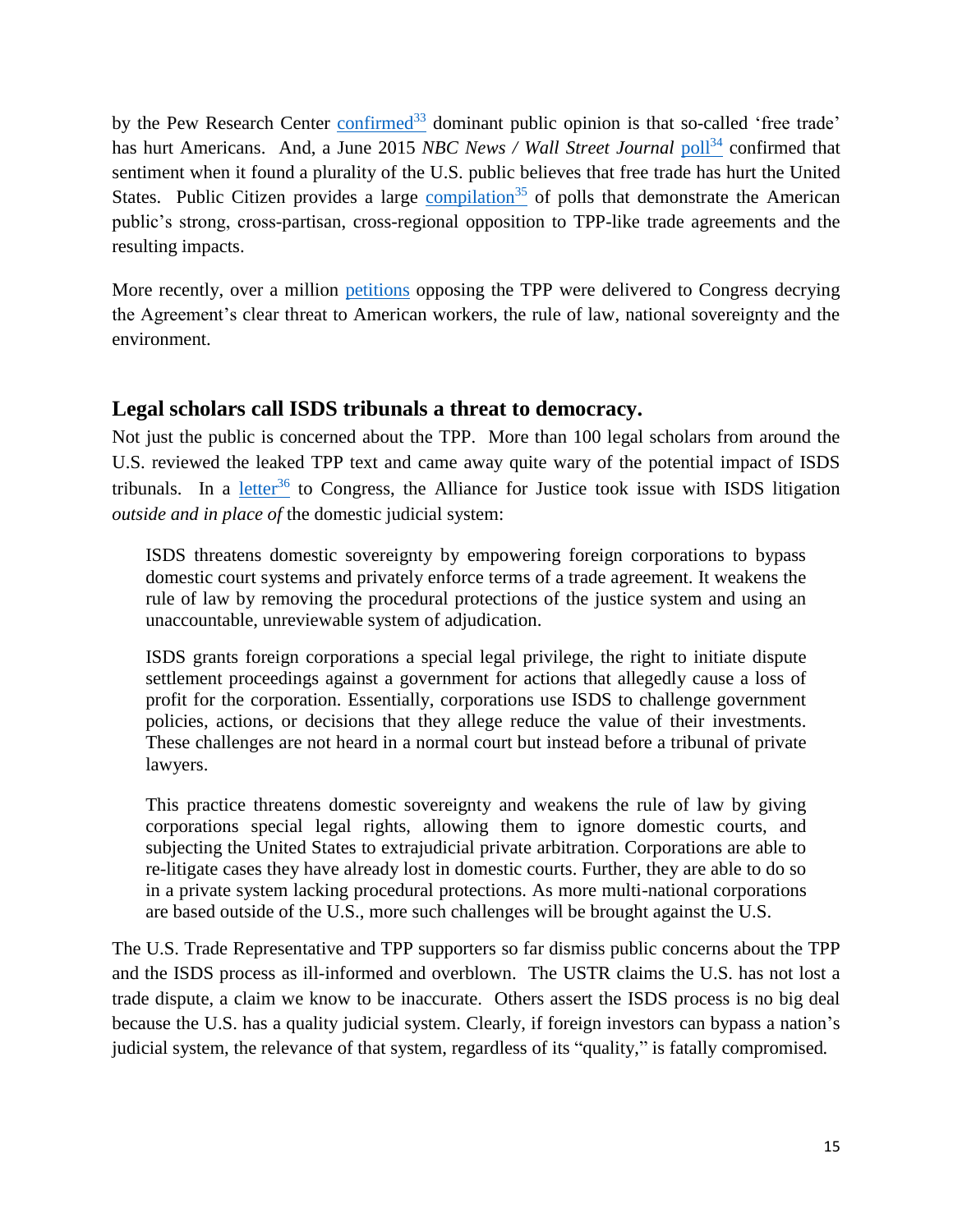by the Pew Research Center confirmed[33] dominant public opinion is that so-called 'free trade' has hurt Americans. And, a June 2015 *NBC News / Wall Street Journal* poll[34] confirmed that sentiment when it found a plurality of the U.S. public believes that free trade has hurt the United States. Public Citizen provides a large compilation[35] of polls that demonstrate the American public's strong, cross-partisan, cross-regional opposition to TPP-like trade agreements and the resulting impacts.

More recently, over a million petitions opposing the TPP were delivered to Congress decrying the Agreement's clear threat to American workers, the rule of law, national sovereignty and the environment.

## Legal scholars call ISDS tribunals a threat to democracy.

Not just the public is concerned about the TPP. More than 100 legal scholars from around the U.S. reviewed the leaked TPP text and came away quite wary of the potential impact of ISDS tribunals. In a letter[36] to Congress, the Alliance for Justice took issue with ISDS litigation *outside and in place of* the domestic judicial system:

> ISDS threatens domestic sovereignty by empowering foreign corporations to bypass domestic court systems and privately enforce terms of a trade agreement. It weakens the rule of law by removing the procedural protections of the justice system and using an unaccountable, unreviewable system of adjudication.
>
> ISDS grants foreign corporations a special legal privilege, the right to initiate dispute settlement proceedings against a government for actions that allegedly cause a loss of profit for the corporation. Essentially, corporations use ISDS to challenge government policies, actions, or decisions that they allege reduce the value of their investments. These challenges are not heard in a normal court but instead before a tribunal of private lawyers.
>
> This practice threatens domestic sovereignty and weakens the rule of law by giving corporations special legal rights, allowing them to ignore domestic courts, and subjecting the United States to extrajudicial private arbitration. Corporations are able to re-litigate cases they have already lost in domestic courts. Further, they are able to do so in a private system lacking procedural protections. As more multi-national corporations are based outside of the U.S., more such challenges will be brought against the U.S.

The U.S. Trade Representative and TPP supporters so far dismiss public concerns about the TPP and the ISDS process as ill-informed and overblown. The USTR claims the U.S. has not lost a trade dispute, a claim we know to be inaccurate. Others assert the ISDS process is no big deal because the U.S. has a quality judicial system. Clearly, if foreign investors can bypass a nation's judicial system, the relevance of that system, regardless of its "quality," is fatally compromised.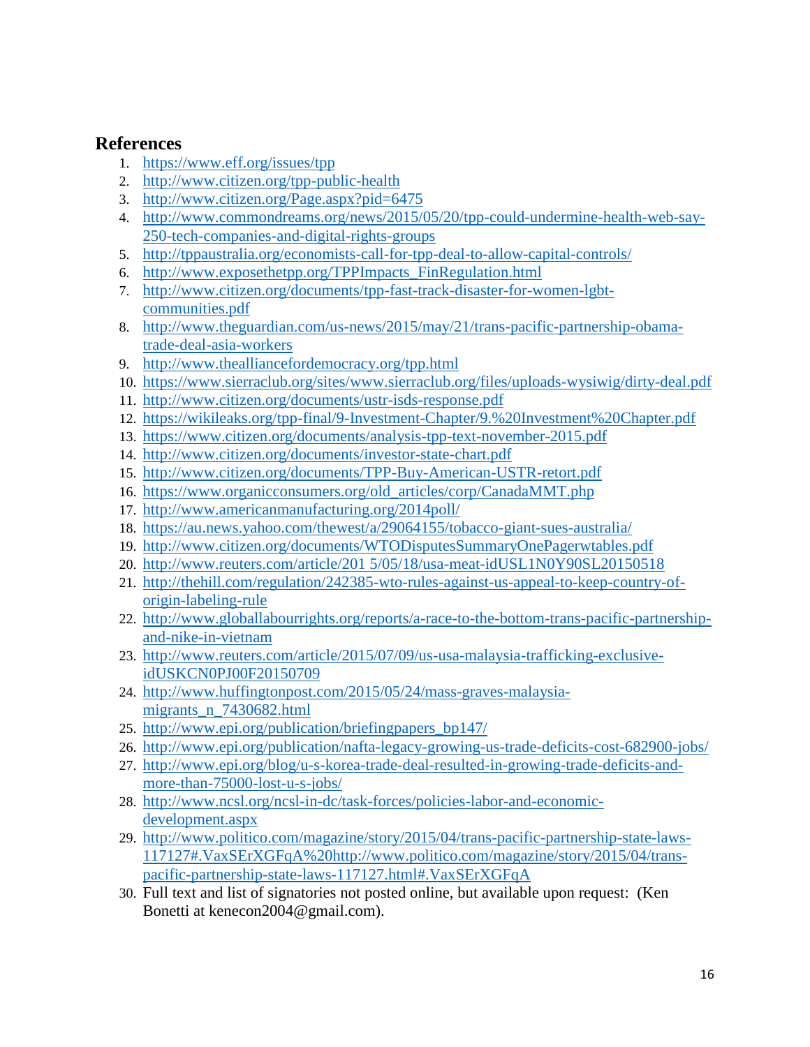## References

1. https://www.eff.org/issues/tpp
2. http://www.citizen.org/tpp-public-health
3. http://www.citizen.org/Page.aspx?pid=6475
4. http://www.commondreams.org/news/2015/05/20/tpp-could-undermine-health-web-say-250-tech-companies-and-digital-rights-groups
5. http://tppaustralia.org/economists-call-for-tpp-deal-to-allow-capital-controls/
6. http://www.exposethetpp.org/TPPImpacts_FinRegulation.html
7. http://www.citizen.org/documents/tpp-fast-track-disaster-for-women-lgbt-communities.pdf
8. http://www.theguardian.com/us-news/2015/may/21/trans-pacific-partnership-obama-trade-deal-asia-workers
9. http://www.thealliancefordemocracy.org/tpp.html
10. https://www.sierraclub.org/sites/www.sierraclub.org/files/uploads-wysiwig/dirty-deal.pdf
11. http://www.citizen.org/documents/ustr-isds-response.pdf
12. https://wikileaks.org/tpp-final/9-Investment-Chapter/9.%20Investment%20Chapter.pdf
13. https://www.citizen.org/documents/analysis-tpp-text-november-2015.pdf
14. http://www.citizen.org/documents/investor-state-chart.pdf
15. http://www.citizen.org/documents/TPP-Buy-American-USTR-retort.pdf
16. https://www.organicconsumers.org/old_articles/corp/CanadaMMT.php
17. http://www.americanmanufacturing.org/2014poll/
18. https://au.news.yahoo.com/thewest/a/29064155/tobacco-giant-sues-australia/
19. http://www.citizen.org/documents/WTODisputesSummaryOnePagerwtables.pdf
20. http://www.reuters.com/article/201 5/05/18/usa-meat-idUSL1N0Y90SL20150518
21. http://thehill.com/regulation/242385-wto-rules-against-us-appeal-to-keep-country-of-origin-labeling-rule
22. http://www.globallabourrights.org/reports/a-race-to-the-bottom-trans-pacific-partnership-and-nike-in-vietnam
23. http://www.reuters.com/article/2015/07/09/us-usa-malaysia-trafficking-exclusive-idUSKCN0PJ00F20150709
24. http://www.huffingtonpost.com/2015/05/24/mass-graves-malaysia-migrants_n_7430682.html
25. http://www.epi.org/publication/briefingpapers_bp147/
26. http://www.epi.org/publication/nafta-legacy-growing-us-trade-deficits-cost-682900-jobs/
27. http://www.epi.org/blog/u-s-korea-trade-deal-resulted-in-growing-trade-deficits-and-more-than-75000-lost-u-s-jobs/
28. http://www.ncsl.org/ncsl-in-dc/task-forces/policies-labor-and-economic-development.aspx
29. http://www.politico.com/magazine/story/2015/04/trans-pacific-partnership-state-laws-117127#.VaxSErXGFqA%20http://www.politico.com/magazine/story/2015/04/trans-pacific-partnership-state-laws-117127.html#.VaxSErXGFqA
30. Full text and list of signatories not posted online, but available upon request: (Ken Bonetti at kenecon2004@gmail.com).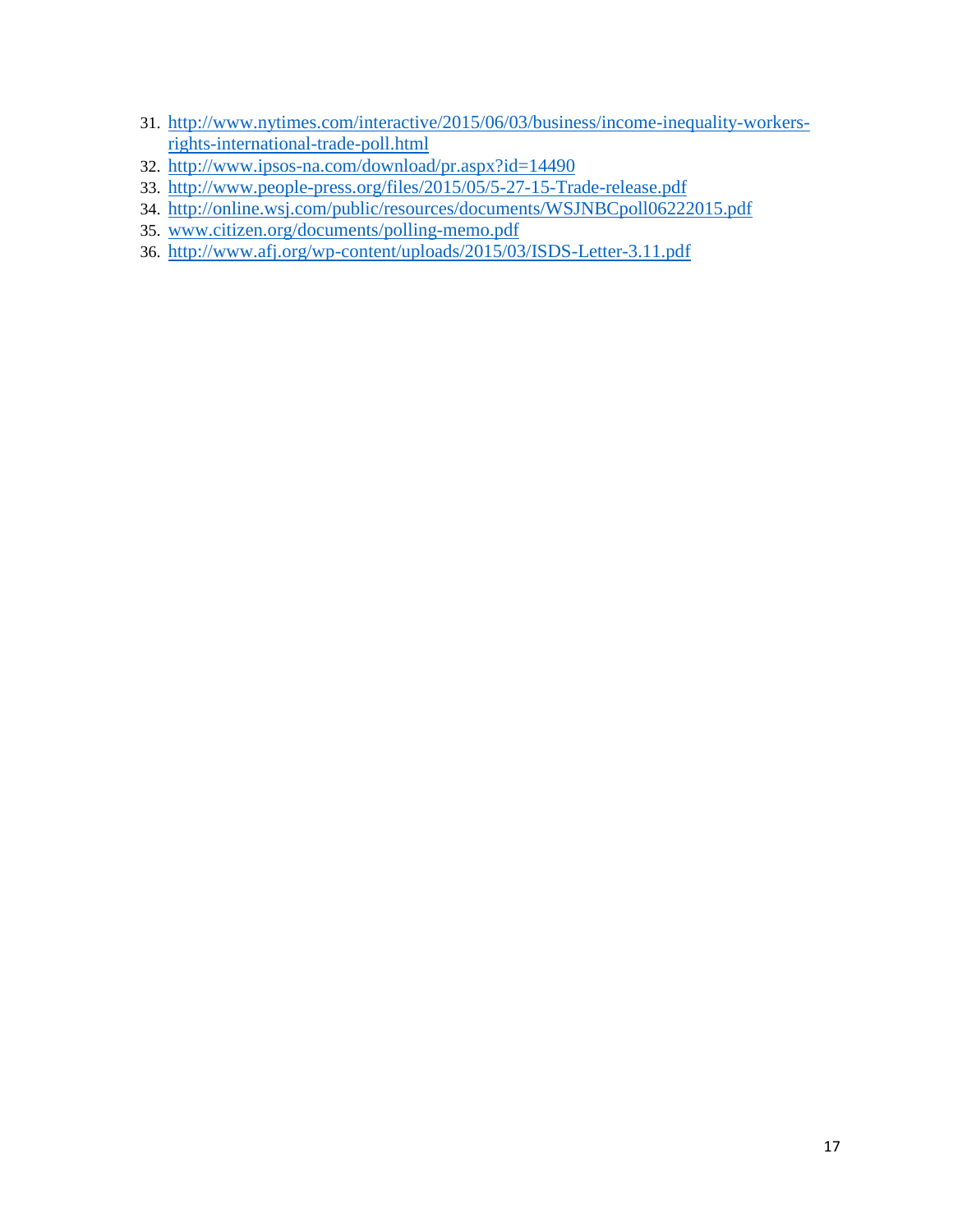31. http://www.nytimes.com/interactive/2015/06/03/business/income-inequality-workers-rights-international-trade-poll.html
32. http://www.ipsos-na.com/download/pr.aspx?id=14490
33. http://www.people-press.org/files/2015/05/5-27-15-Trade-release.pdf
34. http://online.wsj.com/public/resources/documents/WSJNBCpoll06222015.pdf
35. www.citizen.org/documents/polling-memo.pdf
36. http://www.afj.org/wp-content/uploads/2015/03/ISDS-Letter-3.11.pdf